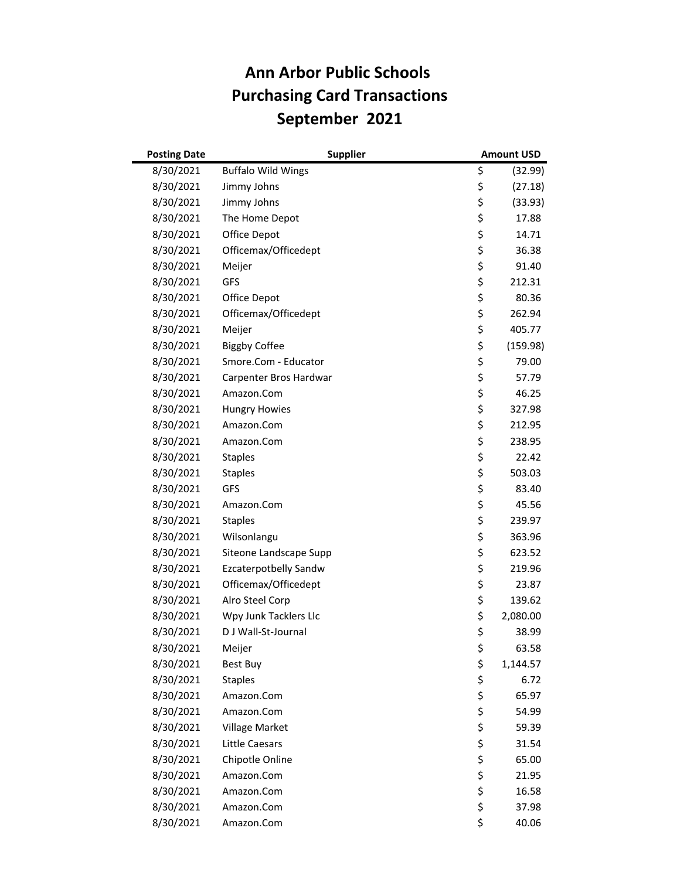# Ann Arbor Public Schools
# Purchasing Card Transactions
# September 2021

| Posting Date | Supplier | Amount USD |
|---|---|---|
| 8/30/2021 | Buffalo Wild Wings | $ (32.99) |
| 8/30/2021 | Jimmy Johns | $ (27.18) |
| 8/30/2021 | Jimmy Johns | $ (33.93) |
| 8/30/2021 | The Home Depot | $ 17.88 |
| 8/30/2021 | Office Depot | $ 14.71 |
| 8/30/2021 | Officemax/Officedept | $ 36.38 |
| 8/30/2021 | Meijer | $ 91.40 |
| 8/30/2021 | GFS | $ 212.31 |
| 8/30/2021 | Office Depot | $ 80.36 |
| 8/30/2021 | Officemax/Officedept | $ 262.94 |
| 8/30/2021 | Meijer | $ 405.77 |
| 8/30/2021 | Biggby Coffee | $ (159.98) |
| 8/30/2021 | Smore.Com - Educator | $ 79.00 |
| 8/30/2021 | Carpenter Bros Hardwar | $ 57.79 |
| 8/30/2021 | Amazon.Com | $ 46.25 |
| 8/30/2021 | Hungry Howies | $ 327.98 |
| 8/30/2021 | Amazon.Com | $ 212.95 |
| 8/30/2021 | Amazon.Com | $ 238.95 |
| 8/30/2021 | Staples | $ 22.42 |
| 8/30/2021 | Staples | $ 503.03 |
| 8/30/2021 | GFS | $ 83.40 |
| 8/30/2021 | Amazon.Com | $ 45.56 |
| 8/30/2021 | Staples | $ 239.97 |
| 8/30/2021 | Wilsonlangu | $ 363.96 |
| 8/30/2021 | Siteone Landscape Supp | $ 623.52 |
| 8/30/2021 | Ezcaterpotbelly Sandw | $ 219.96 |
| 8/30/2021 | Officemax/Officedept | $ 23.87 |
| 8/30/2021 | Alro Steel Corp | $ 139.62 |
| 8/30/2021 | Wpy Junk Tacklers Llc | $ 2,080.00 |
| 8/30/2021 | D J Wall-St-Journal | $ 38.99 |
| 8/30/2021 | Meijer | $ 63.58 |
| 8/30/2021 | Best Buy | $ 1,144.57 |
| 8/30/2021 | Staples | $ 6.72 |
| 8/30/2021 | Amazon.Com | $ 65.97 |
| 8/30/2021 | Amazon.Com | $ 54.99 |
| 8/30/2021 | Village Market | $ 59.39 |
| 8/30/2021 | Little Caesars | $ 31.54 |
| 8/30/2021 | Chipotle Online | $ 65.00 |
| 8/30/2021 | Amazon.Com | $ 21.95 |
| 8/30/2021 | Amazon.Com | $ 16.58 |
| 8/30/2021 | Amazon.Com | $ 37.98 |
| 8/30/2021 | Amazon.Com | $ 40.06 |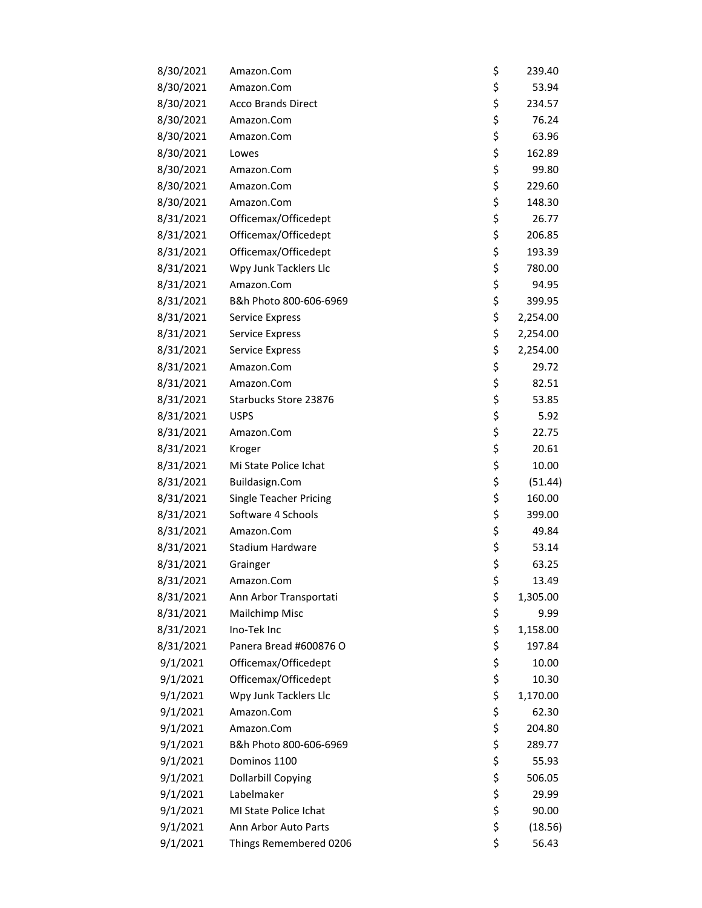| | | | |
|---|---|---|---|
| 8/30/2021 | Amazon.Com | $ | 239.40 |
| 8/30/2021 | Amazon.Com | $ | 53.94 |
| 8/30/2021 | Acco Brands Direct | $ | 234.57 |
| 8/30/2021 | Amazon.Com | $ | 76.24 |
| 8/30/2021 | Amazon.Com | $ | 63.96 |
| 8/30/2021 | Lowes | $ | 162.89 |
| 8/30/2021 | Amazon.Com | $ | 99.80 |
| 8/30/2021 | Amazon.Com | $ | 229.60 |
| 8/30/2021 | Amazon.Com | $ | 148.30 |
| 8/31/2021 | Officemax/Officedept | $ | 26.77 |
| 8/31/2021 | Officemax/Officedept | $ | 206.85 |
| 8/31/2021 | Officemax/Officedept | $ | 193.39 |
| 8/31/2021 | Wpy Junk Tacklers Llc | $ | 780.00 |
| 8/31/2021 | Amazon.Com | $ | 94.95 |
| 8/31/2021 | B&h Photo 800-606-6969 | $ | 399.95 |
| 8/31/2021 | Service Express | $ | 2,254.00 |
| 8/31/2021 | Service Express | $ | 2,254.00 |
| 8/31/2021 | Service Express | $ | 2,254.00 |
| 8/31/2021 | Amazon.Com | $ | 29.72 |
| 8/31/2021 | Amazon.Com | $ | 82.51 |
| 8/31/2021 | Starbucks Store 23876 | $ | 53.85 |
| 8/31/2021 | USPS | $ | 5.92 |
| 8/31/2021 | Amazon.Com | $ | 22.75 |
| 8/31/2021 | Kroger | $ | 20.61 |
| 8/31/2021 | Mi State Police Ichat | $ | 10.00 |
| 8/31/2021 | Buildasign.Com | $ | (51.44) |
| 8/31/2021 | Single Teacher Pricing | $ | 160.00 |
| 8/31/2021 | Software 4 Schools | $ | 399.00 |
| 8/31/2021 | Amazon.Com | $ | 49.84 |
| 8/31/2021 | Stadium Hardware | $ | 53.14 |
| 8/31/2021 | Grainger | $ | 63.25 |
| 8/31/2021 | Amazon.Com | $ | 13.49 |
| 8/31/2021 | Ann Arbor Transportati | $ | 1,305.00 |
| 8/31/2021 | Mailchimp Misc | $ | 9.99 |
| 8/31/2021 | Ino-Tek Inc | $ | 1,158.00 |
| 8/31/2021 | Panera Bread #600876 O | $ | 197.84 |
| 9/1/2021 | Officemax/Officedept | $ | 10.00 |
| 9/1/2021 | Officemax/Officedept | $ | 10.30 |
| 9/1/2021 | Wpy Junk Tacklers Llc | $ | 1,170.00 |
| 9/1/2021 | Amazon.Com | $ | 62.30 |
| 9/1/2021 | Amazon.Com | $ | 204.80 |
| 9/1/2021 | B&h Photo 800-606-6969 | $ | 289.77 |
| 9/1/2021 | Dominos 1100 | $ | 55.93 |
| 9/1/2021 | Dollarbill Copying | $ | 506.05 |
| 9/1/2021 | Labelmaker | $ | 29.99 |
| 9/1/2021 | MI State Police Ichat | $ | 90.00 |
| 9/1/2021 | Ann Arbor Auto Parts | $ | (18.56) |
| 9/1/2021 | Things Remembered 0206 | $ | 56.43 |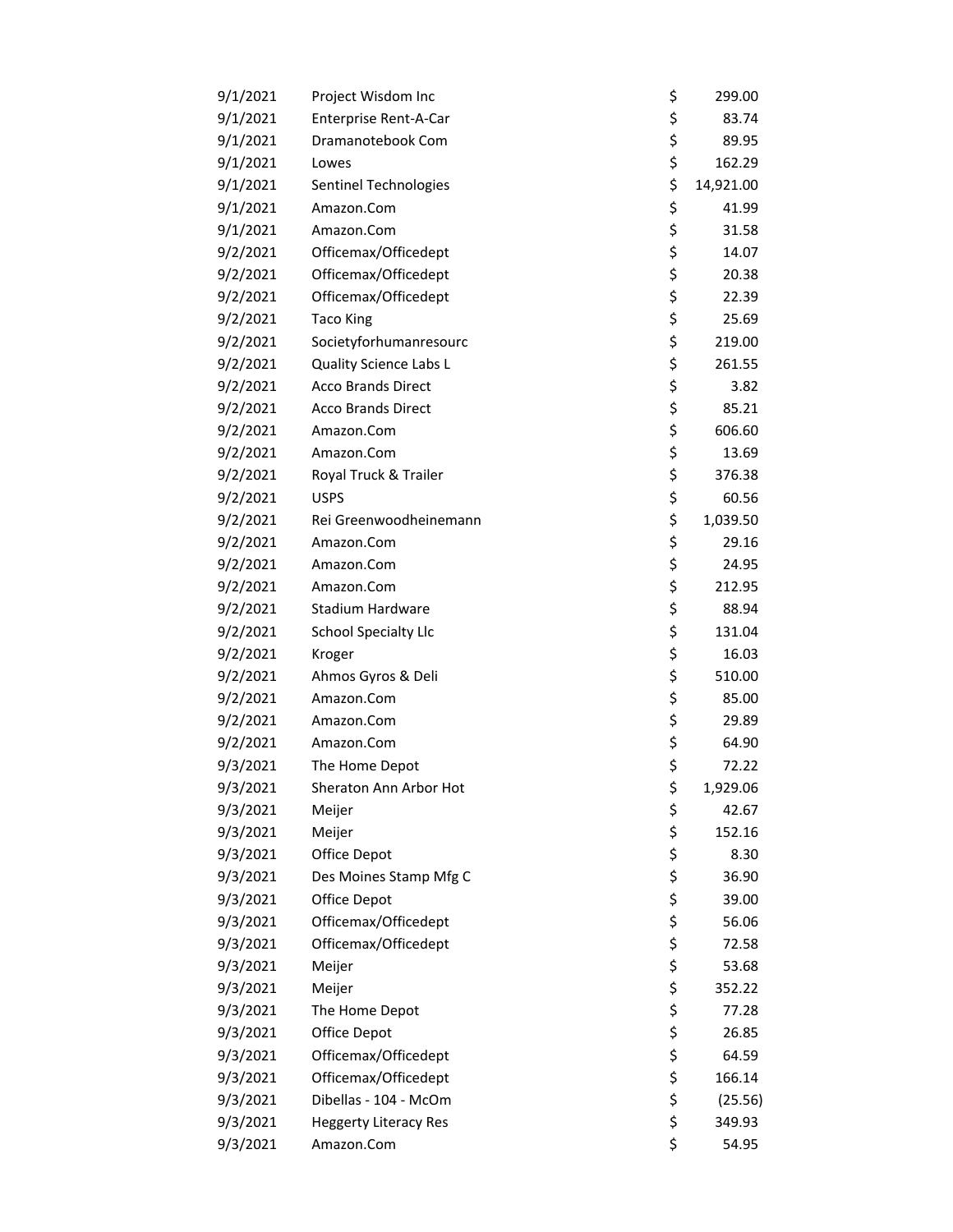| | | | |
|---|---|---|---|
| 9/1/2021 | Project Wisdom Inc | $ | 299.00 |
| 9/1/2021 | Enterprise Rent-A-Car | $ | 83.74 |
| 9/1/2021 | Dramanotebook Com | $ | 89.95 |
| 9/1/2021 | Lowes | $ | 162.29 |
| 9/1/2021 | Sentinel Technologies | $ | 14,921.00 |
| 9/1/2021 | Amazon.Com | $ | 41.99 |
| 9/1/2021 | Amazon.Com | $ | 31.58 |
| 9/2/2021 | Officemax/Officedept | $ | 14.07 |
| 9/2/2021 | Officemax/Officedept | $ | 20.38 |
| 9/2/2021 | Officemax/Officedept | $ | 22.39 |
| 9/2/2021 | Taco King | $ | 25.69 |
| 9/2/2021 | Societyforhumanresourc | $ | 219.00 |
| 9/2/2021 | Quality Science Labs L | $ | 261.55 |
| 9/2/2021 | Acco Brands Direct | $ | 3.82 |
| 9/2/2021 | Acco Brands Direct | $ | 85.21 |
| 9/2/2021 | Amazon.Com | $ | 606.60 |
| 9/2/2021 | Amazon.Com | $ | 13.69 |
| 9/2/2021 | Royal Truck & Trailer | $ | 376.38 |
| 9/2/2021 | USPS | $ | 60.56 |
| 9/2/2021 | Rei Greenwoodheinemann | $ | 1,039.50 |
| 9/2/2021 | Amazon.Com | $ | 29.16 |
| 9/2/2021 | Amazon.Com | $ | 24.95 |
| 9/2/2021 | Amazon.Com | $ | 212.95 |
| 9/2/2021 | Stadium Hardware | $ | 88.94 |
| 9/2/2021 | School Specialty Llc | $ | 131.04 |
| 9/2/2021 | Kroger | $ | 16.03 |
| 9/2/2021 | Ahmos Gyros & Deli | $ | 510.00 |
| 9/2/2021 | Amazon.Com | $ | 85.00 |
| 9/2/2021 | Amazon.Com | $ | 29.89 |
| 9/2/2021 | Amazon.Com | $ | 64.90 |
| 9/3/2021 | The Home Depot | $ | 72.22 |
| 9/3/2021 | Sheraton Ann Arbor Hot | $ | 1,929.06 |
| 9/3/2021 | Meijer | $ | 42.67 |
| 9/3/2021 | Meijer | $ | 152.16 |
| 9/3/2021 | Office Depot | $ | 8.30 |
| 9/3/2021 | Des Moines Stamp Mfg C | $ | 36.90 |
| 9/3/2021 | Office Depot | $ | 39.00 |
| 9/3/2021 | Officemax/Officedept | $ | 56.06 |
| 9/3/2021 | Officemax/Officedept | $ | 72.58 |
| 9/3/2021 | Meijer | $ | 53.68 |
| 9/3/2021 | Meijer | $ | 352.22 |
| 9/3/2021 | The Home Depot | $ | 77.28 |
| 9/3/2021 | Office Depot | $ | 26.85 |
| 9/3/2021 | Officemax/Officedept | $ | 64.59 |
| 9/3/2021 | Officemax/Officedept | $ | 166.14 |
| 9/3/2021 | Dibellas - 104 - McOm | $ | (25.56) |
| 9/3/2021 | Heggerty Literacy Res | $ | 349.93 |
| 9/3/2021 | Amazon.Com | $ | 54.95 |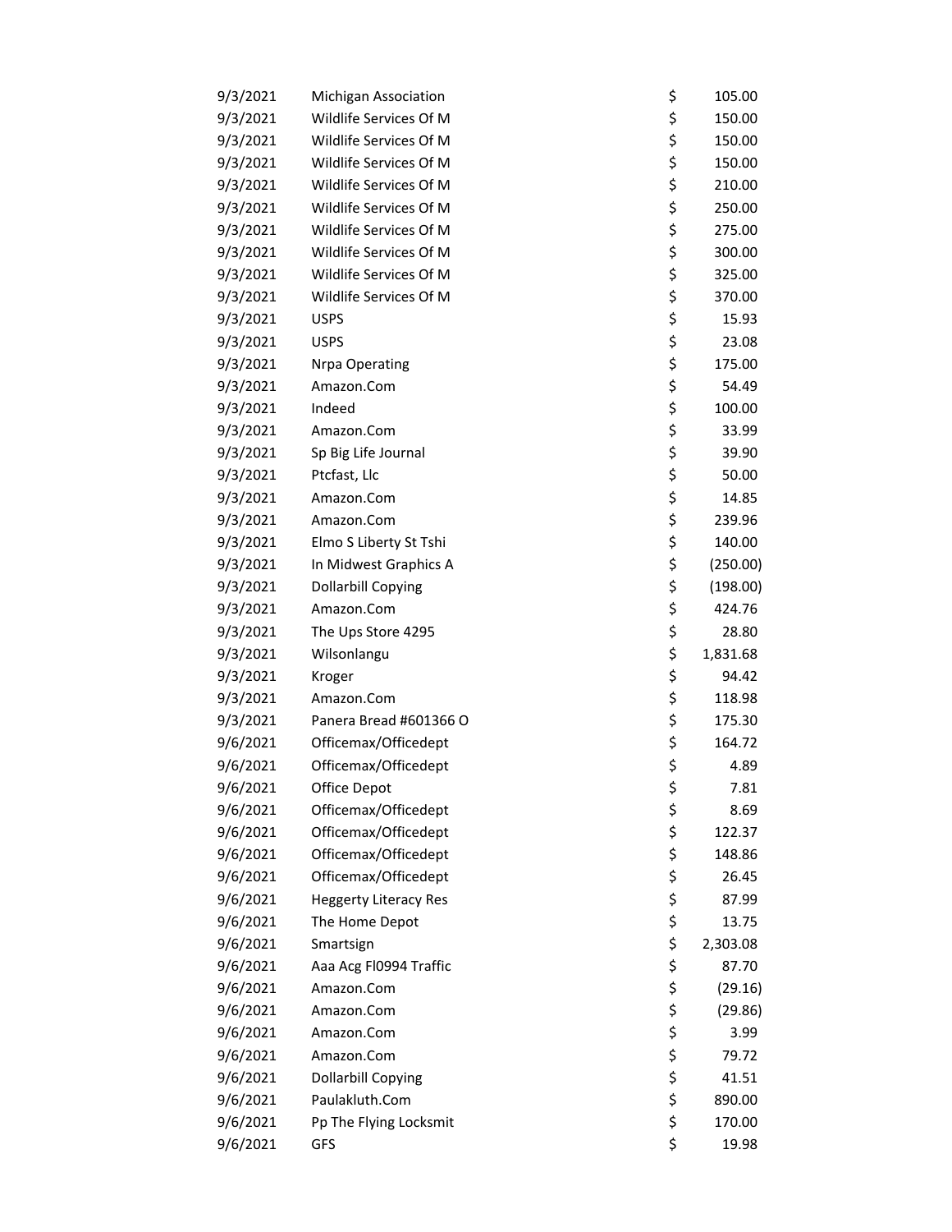| | | | |
|---|---|---|---|
| 9/3/2021 | Michigan Association | $ | 105.00 |
| 9/3/2021 | Wildlife Services Of M | $ | 150.00 |
| 9/3/2021 | Wildlife Services Of M | $ | 150.00 |
| 9/3/2021 | Wildlife Services Of M | $ | 150.00 |
| 9/3/2021 | Wildlife Services Of M | $ | 210.00 |
| 9/3/2021 | Wildlife Services Of M | $ | 250.00 |
| 9/3/2021 | Wildlife Services Of M | $ | 275.00 |
| 9/3/2021 | Wildlife Services Of M | $ | 300.00 |
| 9/3/2021 | Wildlife Services Of M | $ | 325.00 |
| 9/3/2021 | Wildlife Services Of M | $ | 370.00 |
| 9/3/2021 | USPS | $ | 15.93 |
| 9/3/2021 | USPS | $ | 23.08 |
| 9/3/2021 | Nrpa Operating | $ | 175.00 |
| 9/3/2021 | Amazon.Com | $ | 54.49 |
| 9/3/2021 | Indeed | $ | 100.00 |
| 9/3/2021 | Amazon.Com | $ | 33.99 |
| 9/3/2021 | Sp Big Life Journal | $ | 39.90 |
| 9/3/2021 | Ptcfast, Llc | $ | 50.00 |
| 9/3/2021 | Amazon.Com | $ | 14.85 |
| 9/3/2021 | Amazon.Com | $ | 239.96 |
| 9/3/2021 | Elmo S Liberty St Tshi | $ | 140.00 |
| 9/3/2021 | In Midwest Graphics A | $ | (250.00) |
| 9/3/2021 | Dollarbill Copying | $ | (198.00) |
| 9/3/2021 | Amazon.Com | $ | 424.76 |
| 9/3/2021 | The Ups Store 4295 | $ | 28.80 |
| 9/3/2021 | Wilsonlangu | $ | 1,831.68 |
| 9/3/2021 | Kroger | $ | 94.42 |
| 9/3/2021 | Amazon.Com | $ | 118.98 |
| 9/3/2021 | Panera Bread #601366 O | $ | 175.30 |
| 9/6/2021 | Officemax/Officedept | $ | 164.72 |
| 9/6/2021 | Officemax/Officedept | $ | 4.89 |
| 9/6/2021 | Office Depot | $ | 7.81 |
| 9/6/2021 | Officemax/Officedept | $ | 8.69 |
| 9/6/2021 | Officemax/Officedept | $ | 122.37 |
| 9/6/2021 | Officemax/Officedept | $ | 148.86 |
| 9/6/2021 | Officemax/Officedept | $ | 26.45 |
| 9/6/2021 | Heggerty Literacy Res | $ | 87.99 |
| 9/6/2021 | The Home Depot | $ | 13.75 |
| 9/6/2021 | Smartsign | $ | 2,303.08 |
| 9/6/2021 | Aaa Acg Fl0994 Traffic | $ | 87.70 |
| 9/6/2021 | Amazon.Com | $ | (29.16) |
| 9/6/2021 | Amazon.Com | $ | (29.86) |
| 9/6/2021 | Amazon.Com | $ | 3.99 |
| 9/6/2021 | Amazon.Com | $ | 79.72 |
| 9/6/2021 | Dollarbill Copying | $ | 41.51 |
| 9/6/2021 | Paulakluth.Com | $ | 890.00 |
| 9/6/2021 | Pp The Flying Locksmit | $ | 170.00 |
| 9/6/2021 | GFS | $ | 19.98 |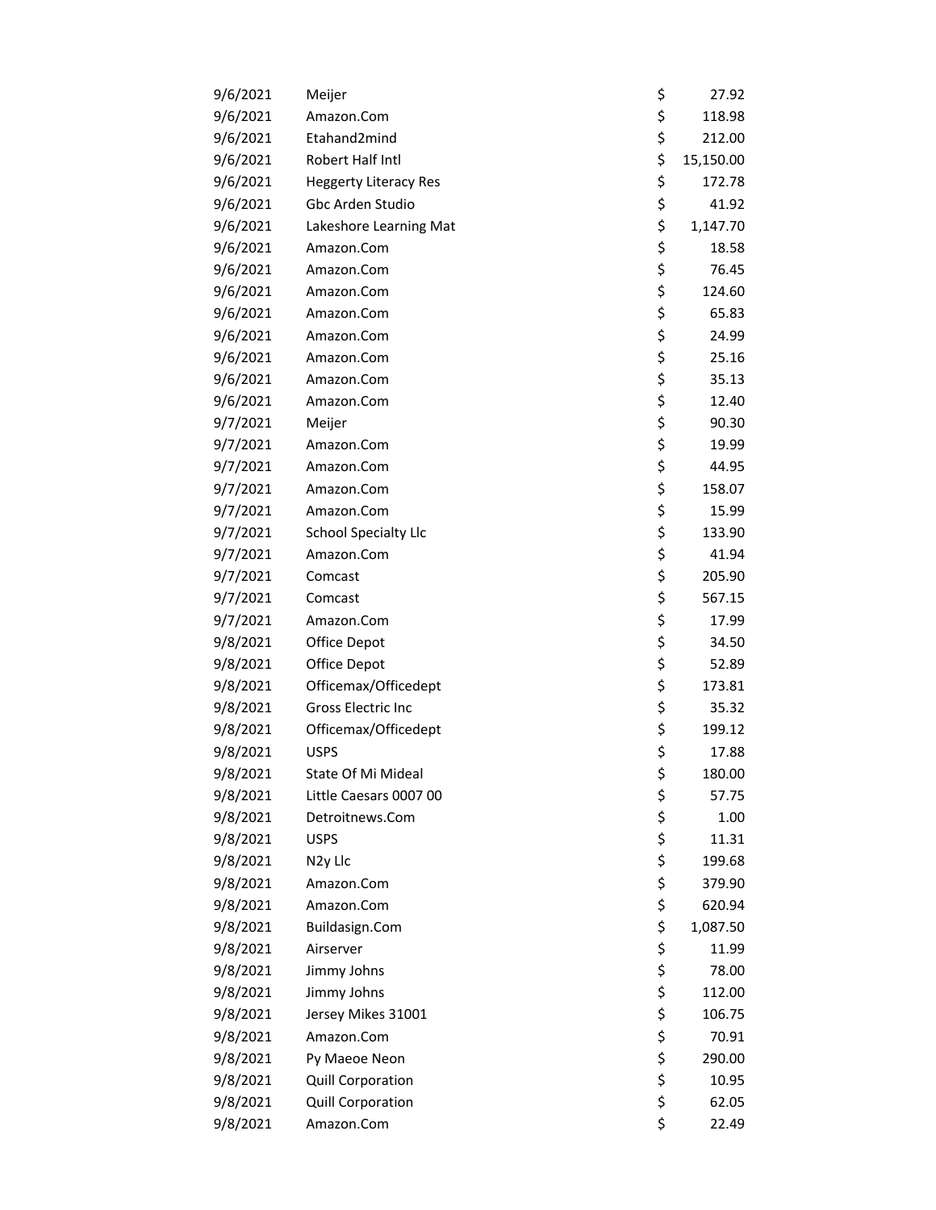| | | | |
|---|---|---|---|
| 9/6/2021 | Meijer | $ | 27.92 |
| 9/6/2021 | Amazon.Com | $ | 118.98 |
| 9/6/2021 | Etahand2mind | $ | 212.00 |
| 9/6/2021 | Robert Half Intl | $ | 15,150.00 |
| 9/6/2021 | Heggerty Literacy Res | $ | 172.78 |
| 9/6/2021 | Gbc Arden Studio | $ | 41.92 |
| 9/6/2021 | Lakeshore Learning Mat | $ | 1,147.70 |
| 9/6/2021 | Amazon.Com | $ | 18.58 |
| 9/6/2021 | Amazon.Com | $ | 76.45 |
| 9/6/2021 | Amazon.Com | $ | 124.60 |
| 9/6/2021 | Amazon.Com | $ | 65.83 |
| 9/6/2021 | Amazon.Com | $ | 24.99 |
| 9/6/2021 | Amazon.Com | $ | 25.16 |
| 9/6/2021 | Amazon.Com | $ | 35.13 |
| 9/6/2021 | Amazon.Com | $ | 12.40 |
| 9/7/2021 | Meijer | $ | 90.30 |
| 9/7/2021 | Amazon.Com | $ | 19.99 |
| 9/7/2021 | Amazon.Com | $ | 44.95 |
| 9/7/2021 | Amazon.Com | $ | 158.07 |
| 9/7/2021 | Amazon.Com | $ | 15.99 |
| 9/7/2021 | School Specialty Llc | $ | 133.90 |
| 9/7/2021 | Amazon.Com | $ | 41.94 |
| 9/7/2021 | Comcast | $ | 205.90 |
| 9/7/2021 | Comcast | $ | 567.15 |
| 9/7/2021 | Amazon.Com | $ | 17.99 |
| 9/8/2021 | Office Depot | $ | 34.50 |
| 9/8/2021 | Office Depot | $ | 52.89 |
| 9/8/2021 | Officemax/Officedept | $ | 173.81 |
| 9/8/2021 | Gross Electric Inc | $ | 35.32 |
| 9/8/2021 | Officemax/Officedept | $ | 199.12 |
| 9/8/2021 | USPS | $ | 17.88 |
| 9/8/2021 | State Of Mi Mideal | $ | 180.00 |
| 9/8/2021 | Little Caesars 0007 00 | $ | 57.75 |
| 9/8/2021 | Detroitnews.Com | $ | 1.00 |
| 9/8/2021 | USPS | $ | 11.31 |
| 9/8/2021 | N2y Llc | $ | 199.68 |
| 9/8/2021 | Amazon.Com | $ | 379.90 |
| 9/8/2021 | Amazon.Com | $ | 620.94 |
| 9/8/2021 | Buildasign.Com | $ | 1,087.50 |
| 9/8/2021 | Airserver | $ | 11.99 |
| 9/8/2021 | Jimmy Johns | $ | 78.00 |
| 9/8/2021 | Jimmy Johns | $ | 112.00 |
| 9/8/2021 | Jersey Mikes 31001 | $ | 106.75 |
| 9/8/2021 | Amazon.Com | $ | 70.91 |
| 9/8/2021 | Py Maeoe Neon | $ | 290.00 |
| 9/8/2021 | Quill Corporation | $ | 10.95 |
| 9/8/2021 | Quill Corporation | $ | 62.05 |
| 9/8/2021 | Amazon.Com | $ | 22.49 |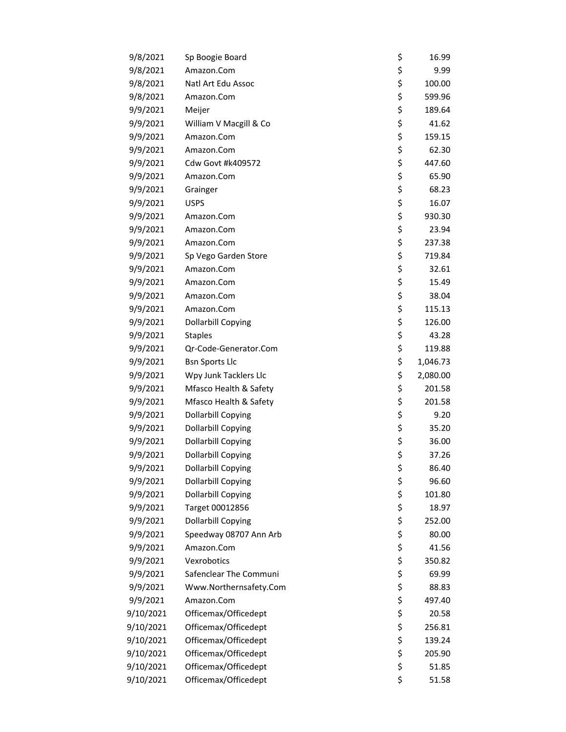| | | | |
|---|---|---|---|
| 9/8/2021 | Sp Boogie Board | $ | 16.99 |
| 9/8/2021 | Amazon.Com | $ | 9.99 |
| 9/8/2021 | Natl Art Edu Assoc | $ | 100.00 |
| 9/8/2021 | Amazon.Com | $ | 599.96 |
| 9/9/2021 | Meijer | $ | 189.64 |
| 9/9/2021 | William V Macgill & Co | $ | 41.62 |
| 9/9/2021 | Amazon.Com | $ | 159.15 |
| 9/9/2021 | Amazon.Com | $ | 62.30 |
| 9/9/2021 | Cdw Govt #k409572 | $ | 447.60 |
| 9/9/2021 | Amazon.Com | $ | 65.90 |
| 9/9/2021 | Grainger | $ | 68.23 |
| 9/9/2021 | USPS | $ | 16.07 |
| 9/9/2021 | Amazon.Com | $ | 930.30 |
| 9/9/2021 | Amazon.Com | $ | 23.94 |
| 9/9/2021 | Amazon.Com | $ | 237.38 |
| 9/9/2021 | Sp Vego Garden Store | $ | 719.84 |
| 9/9/2021 | Amazon.Com | $ | 32.61 |
| 9/9/2021 | Amazon.Com | $ | 15.49 |
| 9/9/2021 | Amazon.Com | $ | 38.04 |
| 9/9/2021 | Amazon.Com | $ | 115.13 |
| 9/9/2021 | Dollarbill Copying | $ | 126.00 |
| 9/9/2021 | Staples | $ | 43.28 |
| 9/9/2021 | Qr-Code-Generator.Com | $ | 119.88 |
| 9/9/2021 | Bsn Sports Llc | $ | 1,046.73 |
| 9/9/2021 | Wpy Junk Tacklers Llc | $ | 2,080.00 |
| 9/9/2021 | Mfasco Health & Safety | $ | 201.58 |
| 9/9/2021 | Mfasco Health & Safety | $ | 201.58 |
| 9/9/2021 | Dollarbill Copying | $ | 9.20 |
| 9/9/2021 | Dollarbill Copying | $ | 35.20 |
| 9/9/2021 | Dollarbill Copying | $ | 36.00 |
| 9/9/2021 | Dollarbill Copying | $ | 37.26 |
| 9/9/2021 | Dollarbill Copying | $ | 86.40 |
| 9/9/2021 | Dollarbill Copying | $ | 96.60 |
| 9/9/2021 | Dollarbill Copying | $ | 101.80 |
| 9/9/2021 | Target 00012856 | $ | 18.97 |
| 9/9/2021 | Dollarbill Copying | $ | 252.00 |
| 9/9/2021 | Speedway 08707 Ann Arb | $ | 80.00 |
| 9/9/2021 | Amazon.Com | $ | 41.56 |
| 9/9/2021 | Vexrobotics | $ | 350.82 |
| 9/9/2021 | Safenclear The Communi | $ | 69.99 |
| 9/9/2021 | Www.Northernsafety.Com | $ | 88.83 |
| 9/9/2021 | Amazon.Com | $ | 497.40 |
| 9/10/2021 | Officemax/Officedept | $ | 20.58 |
| 9/10/2021 | Officemax/Officedept | $ | 256.81 |
| 9/10/2021 | Officemax/Officedept | $ | 139.24 |
| 9/10/2021 | Officemax/Officedept | $ | 205.90 |
| 9/10/2021 | Officemax/Officedept | $ | 51.85 |
| 9/10/2021 | Officemax/Officedept | $ | 51.58 |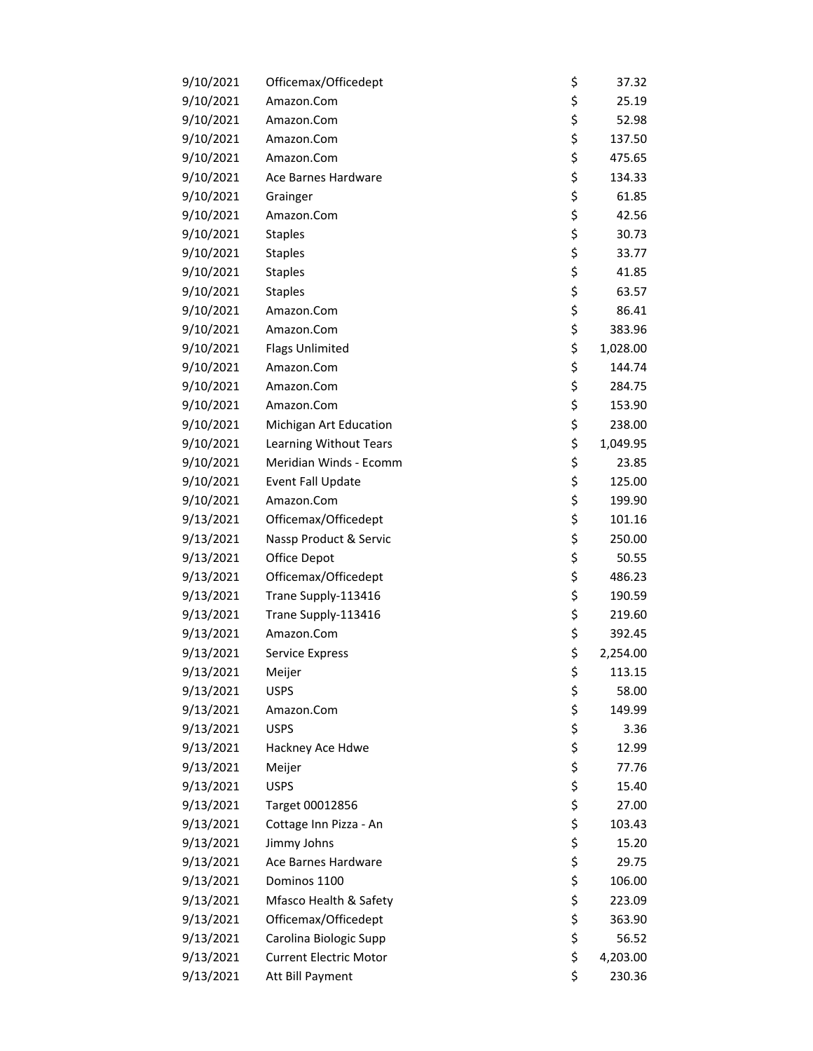| | | | |
|---|---|---|---|
| 9/10/2021 | Officemax/Officedept | $ | 37.32 |
| 9/10/2021 | Amazon.Com | $ | 25.19 |
| 9/10/2021 | Amazon.Com | $ | 52.98 |
| 9/10/2021 | Amazon.Com | $ | 137.50 |
| 9/10/2021 | Amazon.Com | $ | 475.65 |
| 9/10/2021 | Ace Barnes Hardware | $ | 134.33 |
| 9/10/2021 | Grainger | $ | 61.85 |
| 9/10/2021 | Amazon.Com | $ | 42.56 |
| 9/10/2021 | Staples | $ | 30.73 |
| 9/10/2021 | Staples | $ | 33.77 |
| 9/10/2021 | Staples | $ | 41.85 |
| 9/10/2021 | Staples | $ | 63.57 |
| 9/10/2021 | Amazon.Com | $ | 86.41 |
| 9/10/2021 | Amazon.Com | $ | 383.96 |
| 9/10/2021 | Flags Unlimited | $ | 1,028.00 |
| 9/10/2021 | Amazon.Com | $ | 144.74 |
| 9/10/2021 | Amazon.Com | $ | 284.75 |
| 9/10/2021 | Amazon.Com | $ | 153.90 |
| 9/10/2021 | Michigan Art Education | $ | 238.00 |
| 9/10/2021 | Learning Without Tears | $ | 1,049.95 |
| 9/10/2021 | Meridian Winds - Ecomm | $ | 23.85 |
| 9/10/2021 | Event Fall Update | $ | 125.00 |
| 9/10/2021 | Amazon.Com | $ | 199.90 |
| 9/13/2021 | Officemax/Officedept | $ | 101.16 |
| 9/13/2021 | Nassp Product & Servic | $ | 250.00 |
| 9/13/2021 | Office Depot | $ | 50.55 |
| 9/13/2021 | Officemax/Officedept | $ | 486.23 |
| 9/13/2021 | Trane Supply-113416 | $ | 190.59 |
| 9/13/2021 | Trane Supply-113416 | $ | 219.60 |
| 9/13/2021 | Amazon.Com | $ | 392.45 |
| 9/13/2021 | Service Express | $ | 2,254.00 |
| 9/13/2021 | Meijer | $ | 113.15 |
| 9/13/2021 | USPS | $ | 58.00 |
| 9/13/2021 | Amazon.Com | $ | 149.99 |
| 9/13/2021 | USPS | $ | 3.36 |
| 9/13/2021 | Hackney Ace Hdwe | $ | 12.99 |
| 9/13/2021 | Meijer | $ | 77.76 |
| 9/13/2021 | USPS | $ | 15.40 |
| 9/13/2021 | Target 00012856 | $ | 27.00 |
| 9/13/2021 | Cottage Inn Pizza - An | $ | 103.43 |
| 9/13/2021 | Jimmy Johns | $ | 15.20 |
| 9/13/2021 | Ace Barnes Hardware | $ | 29.75 |
| 9/13/2021 | Dominos 1100 | $ | 106.00 |
| 9/13/2021 | Mfasco Health & Safety | $ | 223.09 |
| 9/13/2021 | Officemax/Officedept | $ | 363.90 |
| 9/13/2021 | Carolina Biologic Supp | $ | 56.52 |
| 9/13/2021 | Current Electric Motor | $ | 4,203.00 |
| 9/13/2021 | Att Bill Payment | $ | 230.36 |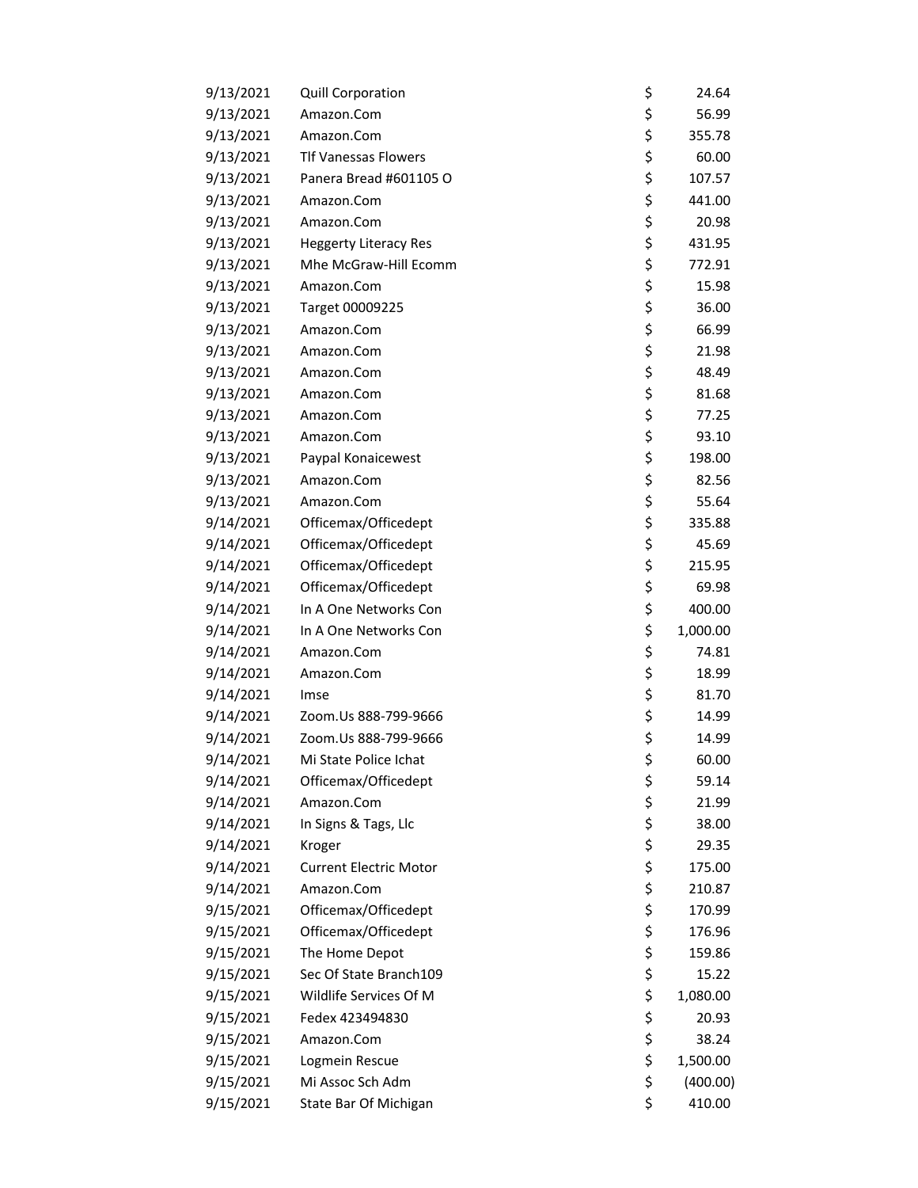| | | | |
|---|---|---|---|
| 9/13/2021 | Quill Corporation | $ | 24.64 |
| 9/13/2021 | Amazon.Com | $ | 56.99 |
| 9/13/2021 | Amazon.Com | $ | 355.78 |
| 9/13/2021 | Tlf Vanessas Flowers | $ | 60.00 |
| 9/13/2021 | Panera Bread #601105 O | $ | 107.57 |
| 9/13/2021 | Amazon.Com | $ | 441.00 |
| 9/13/2021 | Amazon.Com | $ | 20.98 |
| 9/13/2021 | Heggerty Literacy Res | $ | 431.95 |
| 9/13/2021 | Mhe McGraw-Hill Ecomm | $ | 772.91 |
| 9/13/2021 | Amazon.Com | $ | 15.98 |
| 9/13/2021 | Target 00009225 | $ | 36.00 |
| 9/13/2021 | Amazon.Com | $ | 66.99 |
| 9/13/2021 | Amazon.Com | $ | 21.98 |
| 9/13/2021 | Amazon.Com | $ | 48.49 |
| 9/13/2021 | Amazon.Com | $ | 81.68 |
| 9/13/2021 | Amazon.Com | $ | 77.25 |
| 9/13/2021 | Amazon.Com | $ | 93.10 |
| 9/13/2021 | Paypal Konaicewest | $ | 198.00 |
| 9/13/2021 | Amazon.Com | $ | 82.56 |
| 9/13/2021 | Amazon.Com | $ | 55.64 |
| 9/14/2021 | Officemax/Officedept | $ | 335.88 |
| 9/14/2021 | Officemax/Officedept | $ | 45.69 |
| 9/14/2021 | Officemax/Officedept | $ | 215.95 |
| 9/14/2021 | Officemax/Officedept | $ | 69.98 |
| 9/14/2021 | In A One Networks Con | $ | 400.00 |
| 9/14/2021 | In A One Networks Con | $ | 1,000.00 |
| 9/14/2021 | Amazon.Com | $ | 74.81 |
| 9/14/2021 | Amazon.Com | $ | 18.99 |
| 9/14/2021 | Imse | $ | 81.70 |
| 9/14/2021 | Zoom.Us 888-799-9666 | $ | 14.99 |
| 9/14/2021 | Zoom.Us 888-799-9666 | $ | 14.99 |
| 9/14/2021 | Mi State Police Ichat | $ | 60.00 |
| 9/14/2021 | Officemax/Officedept | $ | 59.14 |
| 9/14/2021 | Amazon.Com | $ | 21.99 |
| 9/14/2021 | In Signs & Tags, Llc | $ | 38.00 |
| 9/14/2021 | Kroger | $ | 29.35 |
| 9/14/2021 | Current Electric Motor | $ | 175.00 |
| 9/14/2021 | Amazon.Com | $ | 210.87 |
| 9/15/2021 | Officemax/Officedept | $ | 170.99 |
| 9/15/2021 | Officemax/Officedept | $ | 176.96 |
| 9/15/2021 | The Home Depot | $ | 159.86 |
| 9/15/2021 | Sec Of State Branch109 | $ | 15.22 |
| 9/15/2021 | Wildlife Services Of M | $ | 1,080.00 |
| 9/15/2021 | Fedex 423494830 | $ | 20.93 |
| 9/15/2021 | Amazon.Com | $ | 38.24 |
| 9/15/2021 | Logmein Rescue | $ | 1,500.00 |
| 9/15/2021 | Mi Assoc Sch Adm | $ | (400.00) |
| 9/15/2021 | State Bar Of Michigan | $ | 410.00 |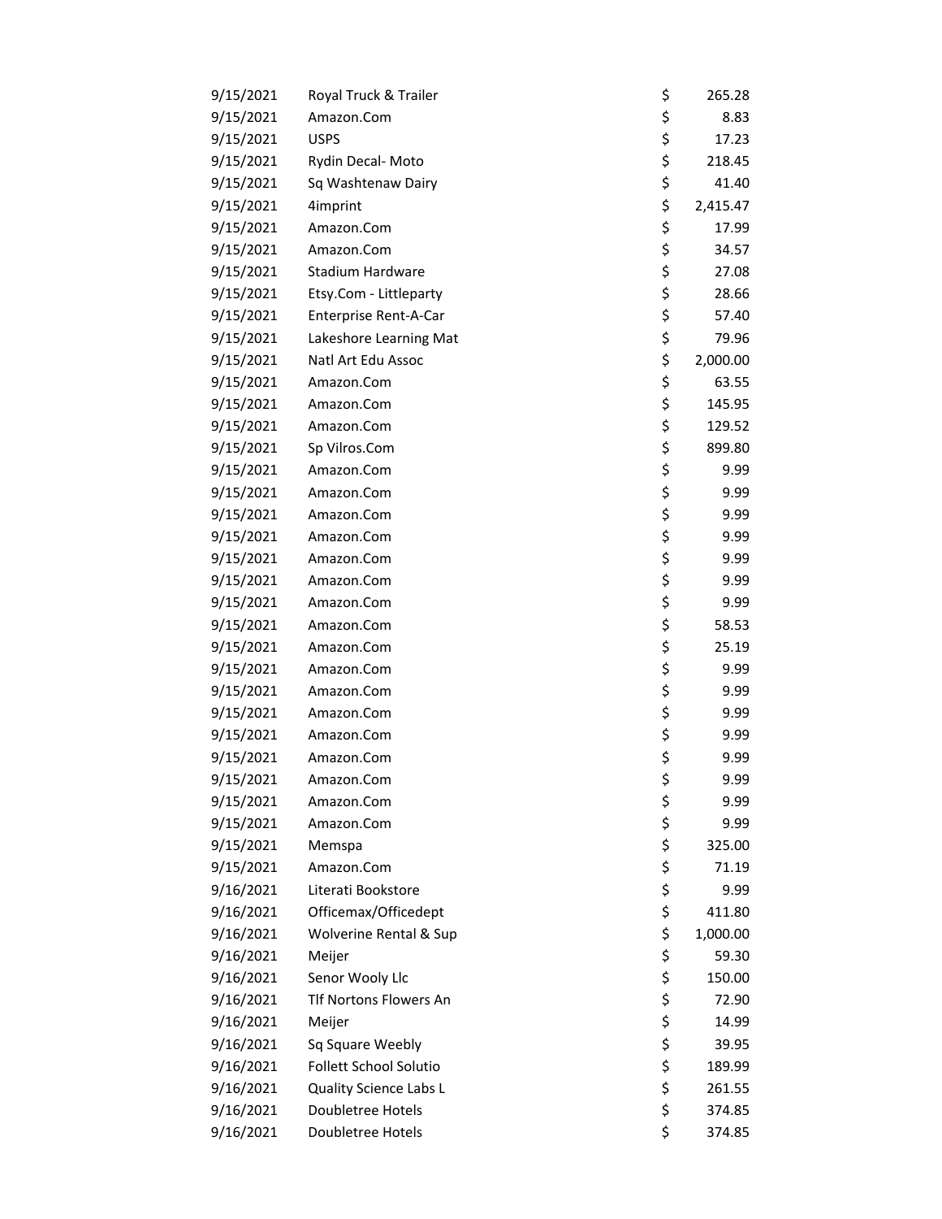| | | |
|---|---|---|
| 9/15/2021 | Royal Truck & Trailer | $ 265.28 |
| 9/15/2021 | Amazon.Com | $ 8.83 |
| 9/15/2021 | USPS | $ 17.23 |
| 9/15/2021 | Rydin Decal- Moto | $ 218.45 |
| 9/15/2021 | Sq Washtenaw Dairy | $ 41.40 |
| 9/15/2021 | 4imprint | $ 2,415.47 |
| 9/15/2021 | Amazon.Com | $ 17.99 |
| 9/15/2021 | Amazon.Com | $ 34.57 |
| 9/15/2021 | Stadium Hardware | $ 27.08 |
| 9/15/2021 | Etsy.Com - Littleparty | $ 28.66 |
| 9/15/2021 | Enterprise Rent-A-Car | $ 57.40 |
| 9/15/2021 | Lakeshore Learning Mat | $ 79.96 |
| 9/15/2021 | Natl Art Edu Assoc | $ 2,000.00 |
| 9/15/2021 | Amazon.Com | $ 63.55 |
| 9/15/2021 | Amazon.Com | $ 145.95 |
| 9/15/2021 | Amazon.Com | $ 129.52 |
| 9/15/2021 | Sp Vilros.Com | $ 899.80 |
| 9/15/2021 | Amazon.Com | $ 9.99 |
| 9/15/2021 | Amazon.Com | $ 9.99 |
| 9/15/2021 | Amazon.Com | $ 9.99 |
| 9/15/2021 | Amazon.Com | $ 9.99 |
| 9/15/2021 | Amazon.Com | $ 9.99 |
| 9/15/2021 | Amazon.Com | $ 9.99 |
| 9/15/2021 | Amazon.Com | $ 9.99 |
| 9/15/2021 | Amazon.Com | $ 58.53 |
| 9/15/2021 | Amazon.Com | $ 25.19 |
| 9/15/2021 | Amazon.Com | $ 9.99 |
| 9/15/2021 | Amazon.Com | $ 9.99 |
| 9/15/2021 | Amazon.Com | $ 9.99 |
| 9/15/2021 | Amazon.Com | $ 9.99 |
| 9/15/2021 | Amazon.Com | $ 9.99 |
| 9/15/2021 | Amazon.Com | $ 9.99 |
| 9/15/2021 | Amazon.Com | $ 9.99 |
| 9/15/2021 | Amazon.Com | $ 9.99 |
| 9/15/2021 | Memspa | $ 325.00 |
| 9/15/2021 | Amazon.Com | $ 71.19 |
| 9/16/2021 | Literati Bookstore | $ 9.99 |
| 9/16/2021 | Officemax/Officedept | $ 411.80 |
| 9/16/2021 | Wolverine Rental & Sup | $ 1,000.00 |
| 9/16/2021 | Meijer | $ 59.30 |
| 9/16/2021 | Senor Wooly Llc | $ 150.00 |
| 9/16/2021 | Tlf Nortons Flowers An | $ 72.90 |
| 9/16/2021 | Meijer | $ 14.99 |
| 9/16/2021 | Sq Square Weebly | $ 39.95 |
| 9/16/2021 | Follett School Solutio | $ 189.99 |
| 9/16/2021 | Quality Science Labs L | $ 261.55 |
| 9/16/2021 | Doubletree Hotels | $ 374.85 |
| 9/16/2021 | Doubletree Hotels | $ 374.85 |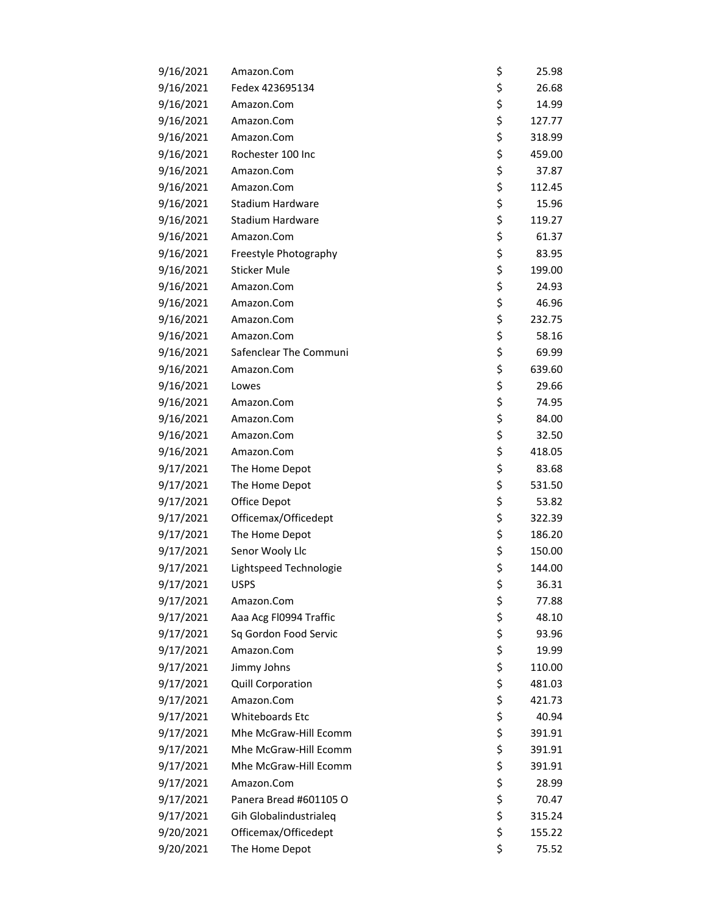| | | | |
|---|---|---|---|
| 9/16/2021 | Amazon.Com | $ | 25.98 |
| 9/16/2021 | Fedex 423695134 | $ | 26.68 |
| 9/16/2021 | Amazon.Com | $ | 14.99 |
| 9/16/2021 | Amazon.Com | $ | 127.77 |
| 9/16/2021 | Amazon.Com | $ | 318.99 |
| 9/16/2021 | Rochester 100 Inc | $ | 459.00 |
| 9/16/2021 | Amazon.Com | $ | 37.87 |
| 9/16/2021 | Amazon.Com | $ | 112.45 |
| 9/16/2021 | Stadium Hardware | $ | 15.96 |
| 9/16/2021 | Stadium Hardware | $ | 119.27 |
| 9/16/2021 | Amazon.Com | $ | 61.37 |
| 9/16/2021 | Freestyle Photography | $ | 83.95 |
| 9/16/2021 | Sticker Mule | $ | 199.00 |
| 9/16/2021 | Amazon.Com | $ | 24.93 |
| 9/16/2021 | Amazon.Com | $ | 46.96 |
| 9/16/2021 | Amazon.Com | $ | 232.75 |
| 9/16/2021 | Amazon.Com | $ | 58.16 |
| 9/16/2021 | Safenclear The Communi | $ | 69.99 |
| 9/16/2021 | Amazon.Com | $ | 639.60 |
| 9/16/2021 | Lowes | $ | 29.66 |
| 9/16/2021 | Amazon.Com | $ | 74.95 |
| 9/16/2021 | Amazon.Com | $ | 84.00 |
| 9/16/2021 | Amazon.Com | $ | 32.50 |
| 9/16/2021 | Amazon.Com | $ | 418.05 |
| 9/17/2021 | The Home Depot | $ | 83.68 |
| 9/17/2021 | The Home Depot | $ | 531.50 |
| 9/17/2021 | Office Depot | $ | 53.82 |
| 9/17/2021 | Officemax/Officedept | $ | 322.39 |
| 9/17/2021 | The Home Depot | $ | 186.20 |
| 9/17/2021 | Senor Wooly Llc | $ | 150.00 |
| 9/17/2021 | Lightspeed Technologie | $ | 144.00 |
| 9/17/2021 | USPS | $ | 36.31 |
| 9/17/2021 | Amazon.Com | $ | 77.88 |
| 9/17/2021 | Aaa Acg Fl0994 Traffic | $ | 48.10 |
| 9/17/2021 | Sq Gordon Food Servic | $ | 93.96 |
| 9/17/2021 | Amazon.Com | $ | 19.99 |
| 9/17/2021 | Jimmy Johns | $ | 110.00 |
| 9/17/2021 | Quill Corporation | $ | 481.03 |
| 9/17/2021 | Amazon.Com | $ | 421.73 |
| 9/17/2021 | Whiteboards Etc | $ | 40.94 |
| 9/17/2021 | Mhe McGraw-Hill Ecomm | $ | 391.91 |
| 9/17/2021 | Mhe McGraw-Hill Ecomm | $ | 391.91 |
| 9/17/2021 | Mhe McGraw-Hill Ecomm | $ | 391.91 |
| 9/17/2021 | Amazon.Com | $ | 28.99 |
| 9/17/2021 | Panera Bread #601105 O | $ | 70.47 |
| 9/17/2021 | Gih Globalindustrialeq | $ | 315.24 |
| 9/20/2021 | Officemax/Officedept | $ | 155.22 |
| 9/20/2021 | The Home Depot | $ | 75.52 |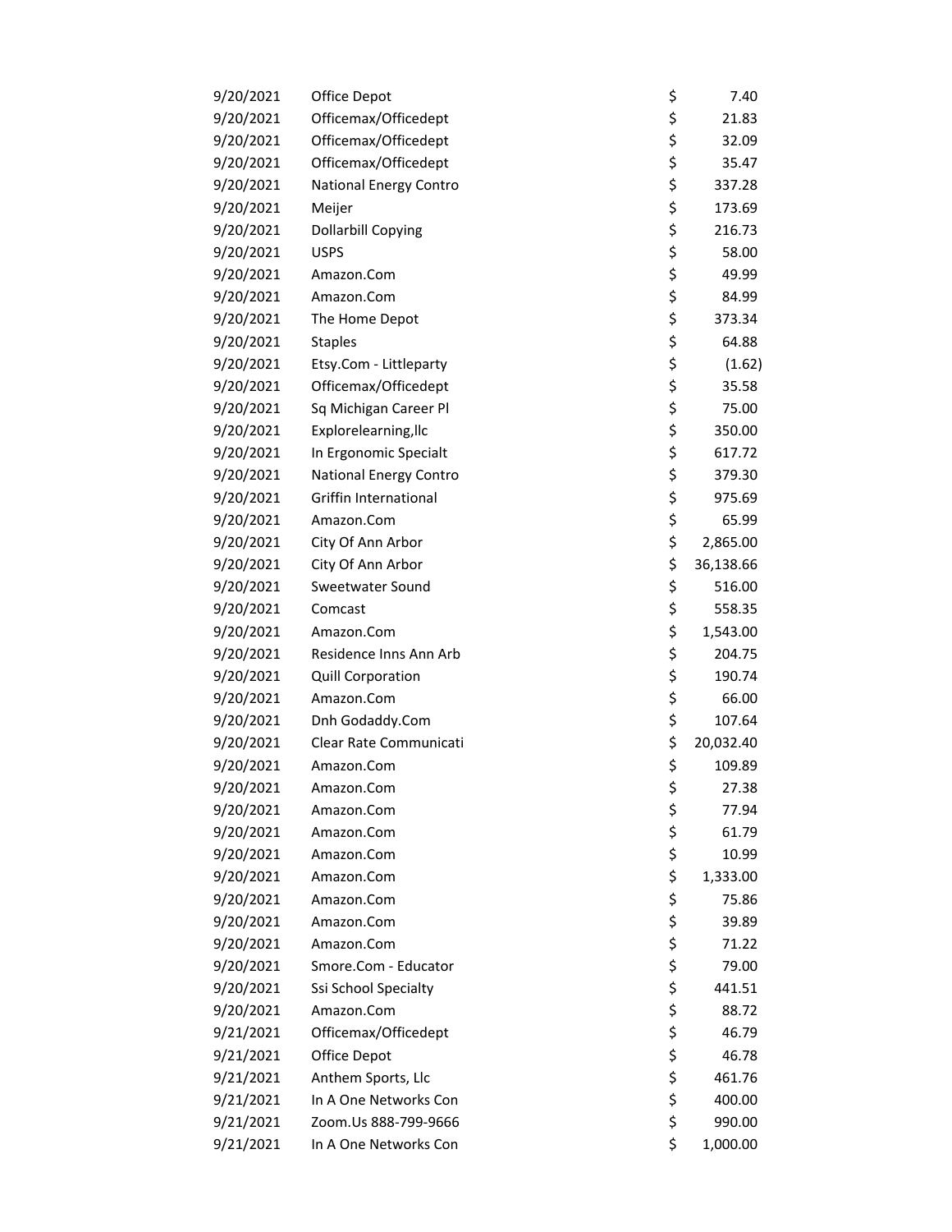| | | |
|---|---|---|
| 9/20/2021 | Office Depot | $ 7.40 |
| 9/20/2021 | Officemax/Officedept | $ 21.83 |
| 9/20/2021 | Officemax/Officedept | $ 32.09 |
| 9/20/2021 | Officemax/Officedept | $ 35.47 |
| 9/20/2021 | National Energy Contro | $ 337.28 |
| 9/20/2021 | Meijer | $ 173.69 |
| 9/20/2021 | Dollarbill Copying | $ 216.73 |
| 9/20/2021 | USPS | $ 58.00 |
| 9/20/2021 | Amazon.Com | $ 49.99 |
| 9/20/2021 | Amazon.Com | $ 84.99 |
| 9/20/2021 | The Home Depot | $ 373.34 |
| 9/20/2021 | Staples | $ 64.88 |
| 9/20/2021 | Etsy.Com - Littleparty | $ (1.62) |
| 9/20/2021 | Officemax/Officedept | $ 35.58 |
| 9/20/2021 | Sq Michigan Career Pl | $ 75.00 |
| 9/20/2021 | Explorelearning,llc | $ 350.00 |
| 9/20/2021 | In Ergonomic Specialt | $ 617.72 |
| 9/20/2021 | National Energy Contro | $ 379.30 |
| 9/20/2021 | Griffin International | $ 975.69 |
| 9/20/2021 | Amazon.Com | $ 65.99 |
| 9/20/2021 | City Of Ann Arbor | $ 2,865.00 |
| 9/20/2021 | City Of Ann Arbor | $ 36,138.66 |
| 9/20/2021 | Sweetwater Sound | $ 516.00 |
| 9/20/2021 | Comcast | $ 558.35 |
| 9/20/2021 | Amazon.Com | $ 1,543.00 |
| 9/20/2021 | Residence Inns Ann Arb | $ 204.75 |
| 9/20/2021 | Quill Corporation | $ 190.74 |
| 9/20/2021 | Amazon.Com | $ 66.00 |
| 9/20/2021 | Dnh Godaddy.Com | $ 107.64 |
| 9/20/2021 | Clear Rate Communicati | $ 20,032.40 |
| 9/20/2021 | Amazon.Com | $ 109.89 |
| 9/20/2021 | Amazon.Com | $ 27.38 |
| 9/20/2021 | Amazon.Com | $ 77.94 |
| 9/20/2021 | Amazon.Com | $ 61.79 |
| 9/20/2021 | Amazon.Com | $ 10.99 |
| 9/20/2021 | Amazon.Com | $ 1,333.00 |
| 9/20/2021 | Amazon.Com | $ 75.86 |
| 9/20/2021 | Amazon.Com | $ 39.89 |
| 9/20/2021 | Amazon.Com | $ 71.22 |
| 9/20/2021 | Smore.Com - Educator | $ 79.00 |
| 9/20/2021 | Ssi School Specialty | $ 441.51 |
| 9/20/2021 | Amazon.Com | $ 88.72 |
| 9/21/2021 | Officemax/Officedept | $ 46.79 |
| 9/21/2021 | Office Depot | $ 46.78 |
| 9/21/2021 | Anthem Sports, Llc | $ 461.76 |
| 9/21/2021 | In A One Networks Con | $ 400.00 |
| 9/21/2021 | Zoom.Us 888-799-9666 | $ 990.00 |
| 9/21/2021 | In A One Networks Con | $ 1,000.00 |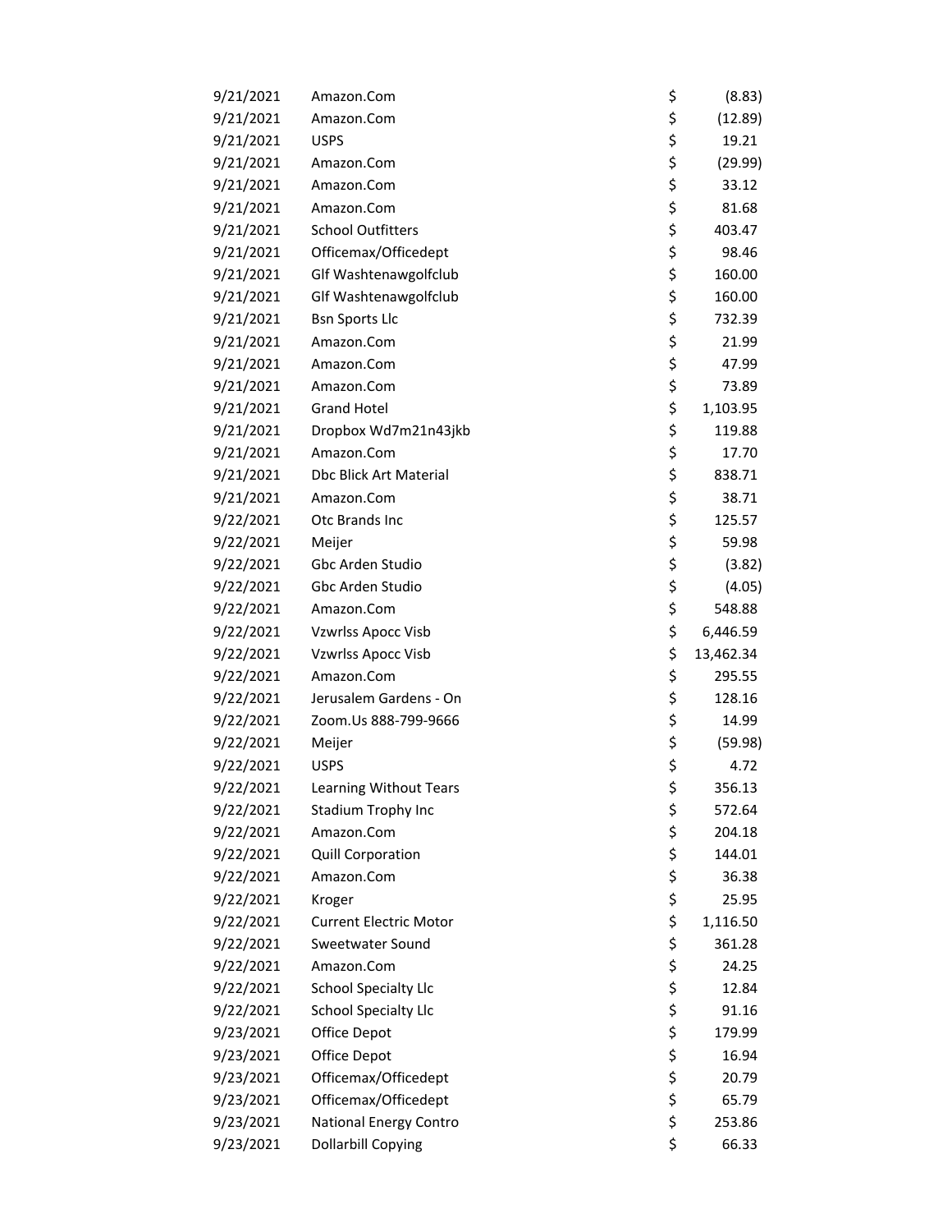| | | | |
|---|---|---|---|
| 9/21/2021 | Amazon.Com | $ | (8.83) |
| 9/21/2021 | Amazon.Com | $ | (12.89) |
| 9/21/2021 | USPS | $ | 19.21 |
| 9/21/2021 | Amazon.Com | $ | (29.99) |
| 9/21/2021 | Amazon.Com | $ | 33.12 |
| 9/21/2021 | Amazon.Com | $ | 81.68 |
| 9/21/2021 | School Outfitters | $ | 403.47 |
| 9/21/2021 | Officemax/Officedept | $ | 98.46 |
| 9/21/2021 | Glf Washtenawgolfclub | $ | 160.00 |
| 9/21/2021 | Glf Washtenawgolfclub | $ | 160.00 |
| 9/21/2021 | Bsn Sports Llc | $ | 732.39 |
| 9/21/2021 | Amazon.Com | $ | 21.99 |
| 9/21/2021 | Amazon.Com | $ | 47.99 |
| 9/21/2021 | Amazon.Com | $ | 73.89 |
| 9/21/2021 | Grand Hotel | $ | 1,103.95 |
| 9/21/2021 | Dropbox Wd7m21n43jkb | $ | 119.88 |
| 9/21/2021 | Amazon.Com | $ | 17.70 |
| 9/21/2021 | Dbc Blick Art Material | $ | 838.71 |
| 9/21/2021 | Amazon.Com | $ | 38.71 |
| 9/22/2021 | Otc Brands Inc | $ | 125.57 |
| 9/22/2021 | Meijer | $ | 59.98 |
| 9/22/2021 | Gbc Arden Studio | $ | (3.82) |
| 9/22/2021 | Gbc Arden Studio | $ | (4.05) |
| 9/22/2021 | Amazon.Com | $ | 548.88 |
| 9/22/2021 | Vzwrlss Apocc Visb | $ | 6,446.59 |
| 9/22/2021 | Vzwrlss Apocc Visb | $ | 13,462.34 |
| 9/22/2021 | Amazon.Com | $ | 295.55 |
| 9/22/2021 | Jerusalem Gardens - On | $ | 128.16 |
| 9/22/2021 | Zoom.Us 888-799-9666 | $ | 14.99 |
| 9/22/2021 | Meijer | $ | (59.98) |
| 9/22/2021 | USPS | $ | 4.72 |
| 9/22/2021 | Learning Without Tears | $ | 356.13 |
| 9/22/2021 | Stadium Trophy Inc | $ | 572.64 |
| 9/22/2021 | Amazon.Com | $ | 204.18 |
| 9/22/2021 | Quill Corporation | $ | 144.01 |
| 9/22/2021 | Amazon.Com | $ | 36.38 |
| 9/22/2021 | Kroger | $ | 25.95 |
| 9/22/2021 | Current Electric Motor | $ | 1,116.50 |
| 9/22/2021 | Sweetwater Sound | $ | 361.28 |
| 9/22/2021 | Amazon.Com | $ | 24.25 |
| 9/22/2021 | School Specialty Llc | $ | 12.84 |
| 9/22/2021 | School Specialty Llc | $ | 91.16 |
| 9/23/2021 | Office Depot | $ | 179.99 |
| 9/23/2021 | Office Depot | $ | 16.94 |
| 9/23/2021 | Officemax/Officedept | $ | 20.79 |
| 9/23/2021 | Officemax/Officedept | $ | 65.79 |
| 9/23/2021 | National Energy Contro | $ | 253.86 |
| 9/23/2021 | Dollarbill Copying | $ | 66.33 |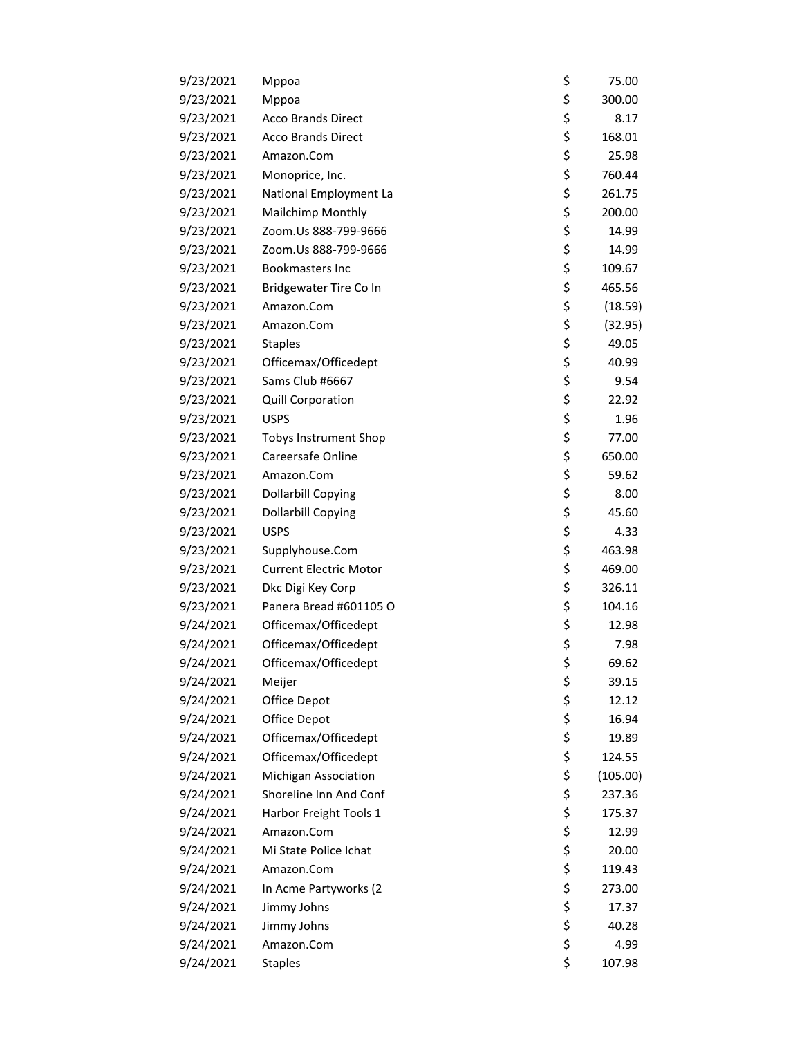| | | | |
|---|---|---|---|
| 9/23/2021 | Mppoa | $ | 75.00 |
| 9/23/2021 | Mppoa | $ | 300.00 |
| 9/23/2021 | Acco Brands Direct | $ | 8.17 |
| 9/23/2021 | Acco Brands Direct | $ | 168.01 |
| 9/23/2021 | Amazon.Com | $ | 25.98 |
| 9/23/2021 | Monoprice, Inc. | $ | 760.44 |
| 9/23/2021 | National Employment La | $ | 261.75 |
| 9/23/2021 | Mailchimp Monthly | $ | 200.00 |
| 9/23/2021 | Zoom.Us 888-799-9666 | $ | 14.99 |
| 9/23/2021 | Zoom.Us 888-799-9666 | $ | 14.99 |
| 9/23/2021 | Bookmasters Inc | $ | 109.67 |
| 9/23/2021 | Bridgewater Tire Co In | $ | 465.56 |
| 9/23/2021 | Amazon.Com | $ | (18.59) |
| 9/23/2021 | Amazon.Com | $ | (32.95) |
| 9/23/2021 | Staples | $ | 49.05 |
| 9/23/2021 | Officemax/Officedept | $ | 40.99 |
| 9/23/2021 | Sams Club #6667 | $ | 9.54 |
| 9/23/2021 | Quill Corporation | $ | 22.92 |
| 9/23/2021 | USPS | $ | 1.96 |
| 9/23/2021 | Tobys Instrument Shop | $ | 77.00 |
| 9/23/2021 | Careersafe Online | $ | 650.00 |
| 9/23/2021 | Amazon.Com | $ | 59.62 |
| 9/23/2021 | Dollarbill Copying | $ | 8.00 |
| 9/23/2021 | Dollarbill Copying | $ | 45.60 |
| 9/23/2021 | USPS | $ | 4.33 |
| 9/23/2021 | Supplyhouse.Com | $ | 463.98 |
| 9/23/2021 | Current Electric Motor | $ | 469.00 |
| 9/23/2021 | Dkc Digi Key Corp | $ | 326.11 |
| 9/23/2021 | Panera Bread #601105 O | $ | 104.16 |
| 9/24/2021 | Officemax/Officedept | $ | 12.98 |
| 9/24/2021 | Officemax/Officedept | $ | 7.98 |
| 9/24/2021 | Officemax/Officedept | $ | 69.62 |
| 9/24/2021 | Meijer | $ | 39.15 |
| 9/24/2021 | Office Depot | $ | 12.12 |
| 9/24/2021 | Office Depot | $ | 16.94 |
| 9/24/2021 | Officemax/Officedept | $ | 19.89 |
| 9/24/2021 | Officemax/Officedept | $ | 124.55 |
| 9/24/2021 | Michigan Association | $ | (105.00) |
| 9/24/2021 | Shoreline Inn And Conf | $ | 237.36 |
| 9/24/2021 | Harbor Freight Tools 1 | $ | 175.37 |
| 9/24/2021 | Amazon.Com | $ | 12.99 |
| 9/24/2021 | Mi State Police Ichat | $ | 20.00 |
| 9/24/2021 | Amazon.Com | $ | 119.43 |
| 9/24/2021 | In Acme Partyworks (2 | $ | 273.00 |
| 9/24/2021 | Jimmy Johns | $ | 17.37 |
| 9/24/2021 | Jimmy Johns | $ | 40.28 |
| 9/24/2021 | Amazon.Com | $ | 4.99 |
| 9/24/2021 | Staples | $ | 107.98 |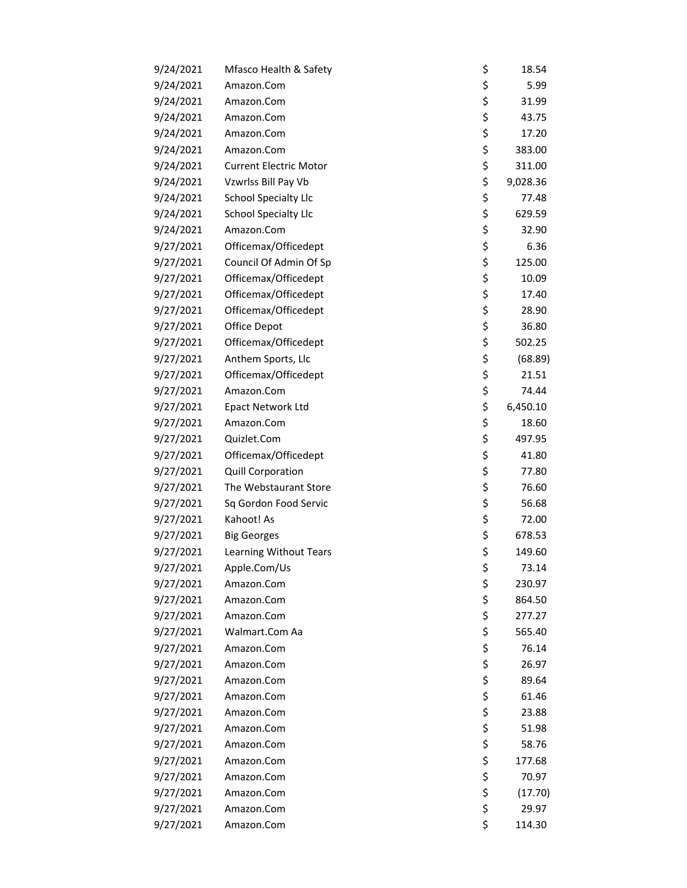| | | | |
|---|---|---|---|
| 9/24/2021 | Mfasco Health & Safety | $ | 18.54 |
| 9/24/2021 | Amazon.Com | $ | 5.99 |
| 9/24/2021 | Amazon.Com | $ | 31.99 |
| 9/24/2021 | Amazon.Com | $ | 43.75 |
| 9/24/2021 | Amazon.Com | $ | 17.20 |
| 9/24/2021 | Amazon.Com | $ | 383.00 |
| 9/24/2021 | Current Electric Motor | $ | 311.00 |
| 9/24/2021 | Vzwrlss Bill Pay Vb | $ | 9,028.36 |
| 9/24/2021 | School Specialty Llc | $ | 77.48 |
| 9/24/2021 | School Specialty Llc | $ | 629.59 |
| 9/24/2021 | Amazon.Com | $ | 32.90 |
| 9/27/2021 | Officemax/Officedept | $ | 6.36 |
| 9/27/2021 | Council Of Admin Of Sp | $ | 125.00 |
| 9/27/2021 | Officemax/Officedept | $ | 10.09 |
| 9/27/2021 | Officemax/Officedept | $ | 17.40 |
| 9/27/2021 | Officemax/Officedept | $ | 28.90 |
| 9/27/2021 | Office Depot | $ | 36.80 |
| 9/27/2021 | Officemax/Officedept | $ | 502.25 |
| 9/27/2021 | Anthem Sports, Llc | $ | (68.89) |
| 9/27/2021 | Officemax/Officedept | $ | 21.51 |
| 9/27/2021 | Amazon.Com | $ | 74.44 |
| 9/27/2021 | Epact Network Ltd | $ | 6,450.10 |
| 9/27/2021 | Amazon.Com | $ | 18.60 |
| 9/27/2021 | Quizlet.Com | $ | 497.95 |
| 9/27/2021 | Officemax/Officedept | $ | 41.80 |
| 9/27/2021 | Quill Corporation | $ | 77.80 |
| 9/27/2021 | The Webstaurant Store | $ | 76.60 |
| 9/27/2021 | Sq Gordon Food Servic | $ | 56.68 |
| 9/27/2021 | Kahoot! As | $ | 72.00 |
| 9/27/2021 | Big Georges | $ | 678.53 |
| 9/27/2021 | Learning Without Tears | $ | 149.60 |
| 9/27/2021 | Apple.Com/Us | $ | 73.14 |
| 9/27/2021 | Amazon.Com | $ | 230.97 |
| 9/27/2021 | Amazon.Com | $ | 864.50 |
| 9/27/2021 | Amazon.Com | $ | 277.27 |
| 9/27/2021 | Walmart.Com Aa | $ | 565.40 |
| 9/27/2021 | Amazon.Com | $ | 76.14 |
| 9/27/2021 | Amazon.Com | $ | 26.97 |
| 9/27/2021 | Amazon.Com | $ | 89.64 |
| 9/27/2021 | Amazon.Com | $ | 61.46 |
| 9/27/2021 | Amazon.Com | $ | 23.88 |
| 9/27/2021 | Amazon.Com | $ | 51.98 |
| 9/27/2021 | Amazon.Com | $ | 58.76 |
| 9/27/2021 | Amazon.Com | $ | 177.68 |
| 9/27/2021 | Amazon.Com | $ | 70.97 |
| 9/27/2021 | Amazon.Com | $ | (17.70) |
| 9/27/2021 | Amazon.Com | $ | 29.97 |
| 9/27/2021 | Amazon.Com | $ | 114.30 |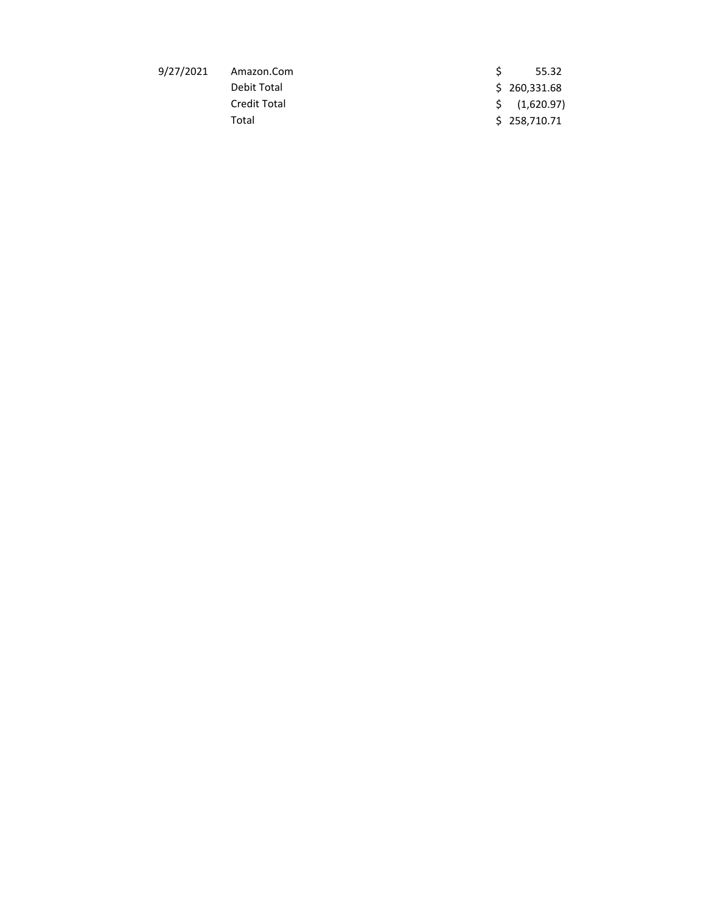| | | |
|---|---|---|
| 9/27/2021 | Amazon.Com | $ 55.32 |
| | Debit Total | $ 260,331.68 |
| | Credit Total | $ (1,620.97) |
| | Total | $ 258,710.71 |